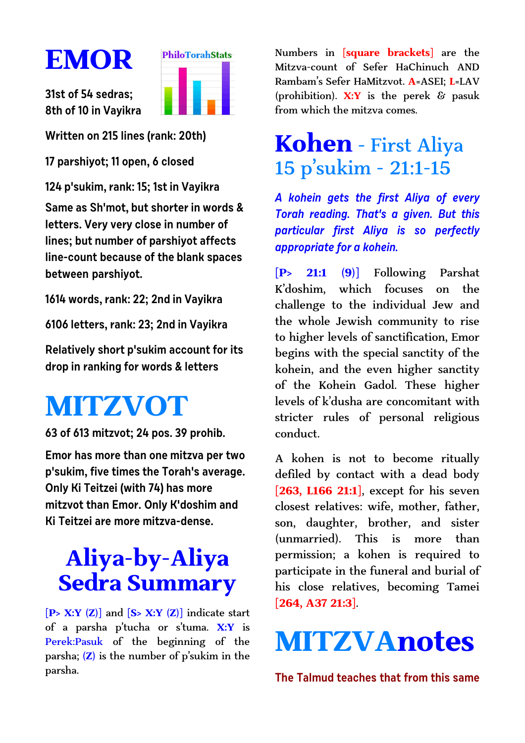# EMOR

**31st of 54 sedras; 8th of 10 in Vayikra**

**Written on 215 lines (rank: 20th)**

**17 parshiyot; 11 open, 6 closed**

**124 p'sukim, rank: 15; 1st in Vayikra**

**Same as Sh'mot, but shorter in words & letters. Very very close in number of lines; but number of parshiyot affects line-count because of the blank spaces between parshiyot.**

**1614 words, rank: 22; 2nd in Vayikra**

**6106 letters, rank: 23; 2nd in Vayikra**

**Relatively short p'sukim account for its drop in ranking for words & letters**

# MITZVOT

**63 of 613 mitzvot; 24 pos. 39 prohib.**

**Emor has more than one mitzva per two p'sukim, five times the Torah's average. Only Ki Teitzei (with 74) has more mitzvot than Emor. Only K'doshim and Ki Teitzei are more mitzva-dense.**

# Aliya-by-Aliya Sedra Summary

**[P> X:Y (Z)]** and **[S> X:Y (Z)]** indicate start of a parsha p'tucha or s'tuma. **X:Y** is Perek:Pasuk of the beginning of the parsha; **(Z)** is the number of p'sukim in the parsha.

Numbers in **[square brackets]** are the Mitzva-count of Sefer HaChinuch AND Rambam's Sefer HaMitzvot. **A**=ASEI; **L**=LAV (prohibition). **X:Y** is the perek & pasuk from which the mitzva comes.

## Kohen - First Aliya
## 15 p'sukim - 21:1-15

*A kohein gets the first Aliya of every Torah reading. That's a given. But this particular first Aliya is so perfectly appropriate for a kohein.*

**[P> 21:1 (9)]** Following Parshat K'doshim, which focuses on the challenge to the individual Jew and the whole Jewish community to rise to higher levels of sanctification, Emor begins with the special sanctity of the kohein, and the even higher sanctity of the Kohein Gadol. These higher levels of k'dusha are concomitant with stricter rules of personal religious conduct.

A kohen is not to become ritually defiled by contact with a dead body **[263, L166 21:1]**, except for his seven closest relatives: wife, mother, father, son, daughter, brother, and sister (unmarried). This is more than permission; a kohen is required to participate in the funeral and burial of his close relatives, becoming Tamei **[264, A37 21:3]**.

# MITZVAnotes

**The Talmud teaches that from this same**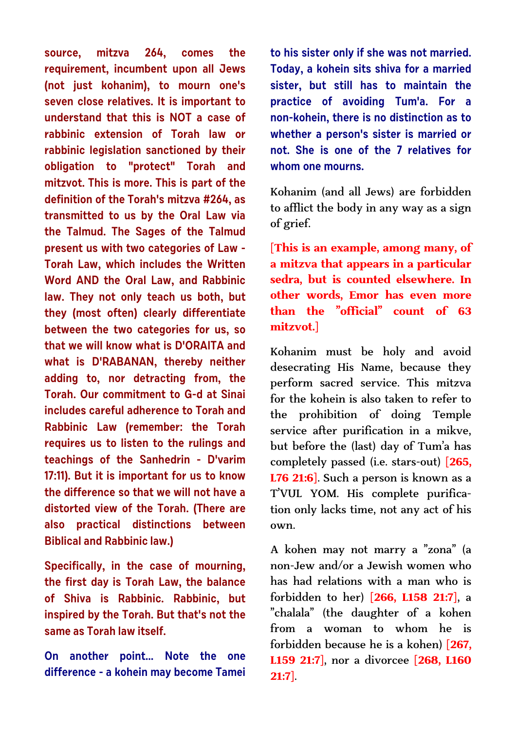**source, mitzva 264, comes the requirement, incumbent upon all Jews (not just kohanim), to mourn one's seven close relatives. It is important to understand that this is NOT a case of rabbinic extension of Torah law or rabbinic legislation sanctioned by their obligation to "protect" Torah and mitzvot. This is more. This is part of the definition of the Torah's mitzva #264, as transmitted to us by the Oral Law via the Talmud. The Sages of the Talmud present us with two categories of Law - Torah Law, which includes the Written Word AND the Oral Law, and Rabbinic law. They not only teach us both, but they (most often) clearly differentiate between the two categories for us, so that we will know what is D'ORAITA and what is D'RABANAN, thereby neither adding to, nor detracting from, the Torah. Our commitment to G-d at Sinai includes careful adherence to Torah and Rabbinic Law (remember: the Torah requires us to listen to the rulings and teachings of the Sanhedrin - D'varim 17:11). But it is important for us to know the difference so that we will not have a distorted view of the Torah. (There are also practical distinctions between Biblical and Rabbinic law.)**

**Specifically, in the case of mourning, the first day is Torah Law, the balance of Shiva is Rabbinic. Rabbinic, but inspired by the Torah. But that's not the same as Torah law itself.**

**On another point... Note the one difference - a kohein may become Tamei to his sister only if she was not married. Today, a kohein sits shiva for a married sister, but still has to maintain the practice of avoiding Tum'a. For a non-kohein, there is no distinction as to whether a person's sister is married or not. She is one of the 7 relatives for whom one mourns.**

Kohanim (and all Jews) are forbidden to afflict the body in any way as a sign of grief.

**[This is an example, among many, of a mitzva that appears in a particular sedra, but is counted elsewhere. In other words, Emor has even more than the "official" count of 63 mitzvot.]**

Kohanim must be holy and avoid desecrating His Name, because they perform sacred service. This mitzva for the kohein is also taken to refer to the prohibition of doing Temple service after purification in a mikve, but before the (last) day of Tum'a has completely passed (i.e. stars-out) **[265, L76 21:6]**. Such a person is known as a T'VUL YOM. His complete purification only lacks time, not any act of his own.

A kohen may not marry a "zona" (a non-Jew and/or a Jewish women who has had relations with a man who is forbidden to her) **[266, L158 21:7]**, a "chalala" (the daughter of a kohen from a woman to whom he is forbidden because he is a kohen) **[267, L159 21:7]**, nor a divorcee **[268, L160 21:7]**.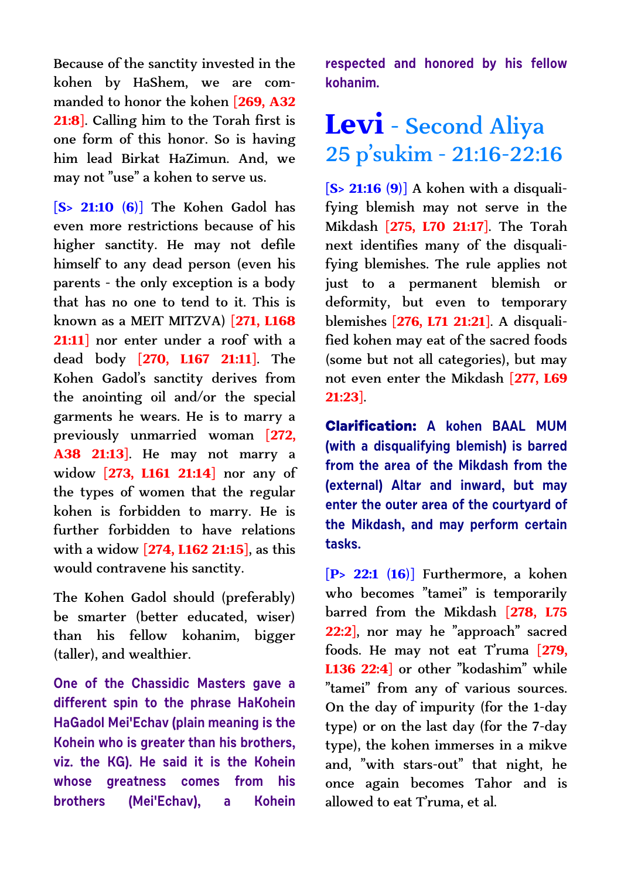Because of the sanctity invested in the kohen by HaShem, we are commanded to honor the kohen [269, A32 21:8]. Calling him to the Torah first is one form of this honor. So is having him lead Birkat HaZimun. And, we may not "use" a kohen to serve us.

[S> 21:10 (6)] The Kohen Gadol has even more restrictions because of his higher sanctity. He may not defile himself to any dead person (even his parents - the only exception is a body that has no one to tend to it. This is known as a MEIT MITZVA) [271, L168 21:11] nor enter under a roof with a dead body [270, L167 21:11]. The Kohen Gadol's sanctity derives from the anointing oil and/or the special garments he wears. He is to marry a previously unmarried woman [272, A38 21:13]. He may not marry a widow [273, L161 21:14] nor any of the types of women that the regular kohen is forbidden to marry. He is further forbidden to have relations with a widow [274, L162 21:15], as this would contravene his sanctity.

The Kohen Gadol should (preferably) be smarter (better educated, wiser) than his fellow kohanim, bigger (taller), and wealthier.

**One of the Chassidic Masters gave a different spin to the phrase HaKohein HaGadol Mei'Echav (plain meaning is the Kohein who is greater than his brothers, viz. the KG). He said it is the Kohein whose greatness comes from his brothers (Mei'Echav), a Kohein respected and honored by his fellow kohanim.**

# Levi - Second Aliya
## 25 p'sukim - 21:16-22:16

[S> 21:16 (9)] A kohen with a disqualifying blemish may not serve in the Mikdash [275, L70 21:17]. The Torah next identifies many of the disqualifying blemishes. The rule applies not just to a permanent blemish or deformity, but even to temporary blemishes [276, L71 21:21]. A disqualified kohen may eat of the sacred foods (some but not all categories), but may not even enter the Mikdash [277, L69 21:23].

**Clarification: A kohen BAAL MUM (with a disqualifying blemish) is barred from the area of the Mikdash from the (external) Altar and inward, but may enter the outer area of the courtyard of the Mikdash, and may perform certain tasks.**

[P> 22:1 (16)] Furthermore, a kohen who becomes "tamei" is temporarily barred from the Mikdash [278, L75 22:2], nor may he "approach" sacred foods. He may not eat T'ruma [279, L136 22:4] or other "kodashim" while "tamei" from any of various sources. On the day of impurity (for the 1-day type) or on the last day (for the 7-day type), the kohen immerses in a mikve and, "with stars-out" that night, he once again becomes Tahor and is allowed to eat T'ruma, et al.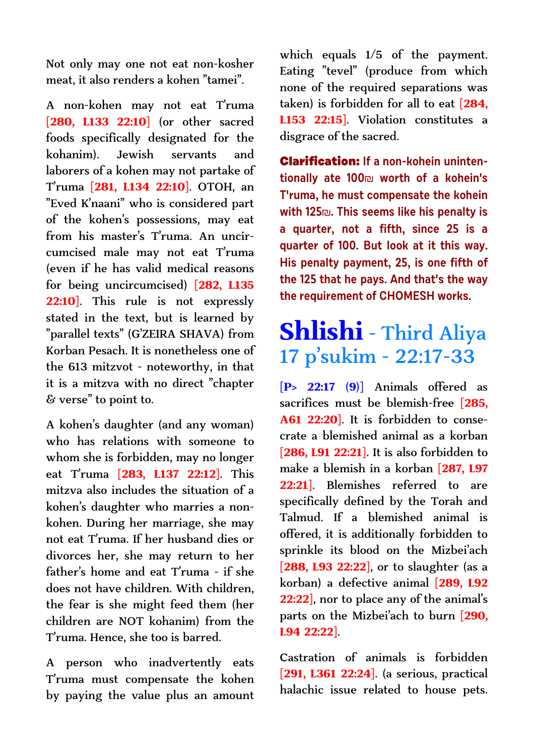Not only may one not eat non-kosher meat, it also renders a kohen "tamei".

A non-kohen may not eat T'ruma [280, L133 22:10] (or other sacred foods specifically designated for the kohanim). Jewish servants and laborers of a kohen may not partake of T'ruma [281, L134 22:10]. OTOH, an "Eved K'naani" who is considered part of the kohen's possessions, may eat from his master's T'ruma. An uncircumcised male may not eat T'ruma (even if he has valid medical reasons for being uncircumcised) [282, L135 22:10]. This rule is not expressly stated in the text, but is learned by "parallel texts" (G'ZEIRA SHAVA) from Korban Pesach. It is nonetheless one of the 613 mitzvot - noteworthy, in that it is a mitzva with no direct "chapter & verse" to point to.

A kohen's daughter (and any woman) who has relations with someone to whom she is forbidden, may no longer eat T'ruma [283, L137 22:12]. This mitzva also includes the situation of a kohen's daughter who marries a non-kohen. During her marriage, she may not eat T'ruma. If her husband dies or divorces her, she may return to her father's home and eat T'ruma - if she does not have children. With children, the fear is she might feed them (her children are NOT kohanim) from the T'ruma. Hence, she too is barred.

A person who inadvertently eats T'ruma must compensate the kohen by paying the value plus an amount which equals 1/5 of the payment. Eating "tevel" (produce from which none of the required separations was taken) is forbidden for all to eat [284, L153 22:15]. Violation constitutes a disgrace of the sacred.

**Clarification:** If a non-kohein unintentionally ate 100₪ worth of a kohein's T'ruma, he must compensate the kohein with 125₪. This seems like his penalty is a quarter, not a fifth, since 25 is a quarter of 100. But look at it this way. His penalty payment, 25, is one fifth of the 125 that he pays. And that's the way the requirement of CHOMESH works.

# Shlishi - Third Aliya
## 17 p'sukim - 22:17-33

[P> 22:17 (9)] Animals offered as sacrifices must be blemish-free [285, A61 22:20]. It is forbidden to consecrate a blemished animal as a korban [286, L91 22:21]. It is also forbidden to make a blemish in a korban [287, L97 22:21]. Blemishes referred to are specifically defined by the Torah and Talmud. If a blemished animal is offered, it is additionally forbidden to sprinkle its blood on the Mizbei'ach [288, L93 22:22], or to slaughter (as a korban) a defective animal [289, L92 22:22], nor to place any of the animal's parts on the Mizbei'ach to burn [290, L94 22:22].

Castration of animals is forbidden [291, L361 22:24]. (a serious, practical halachic issue related to house pets.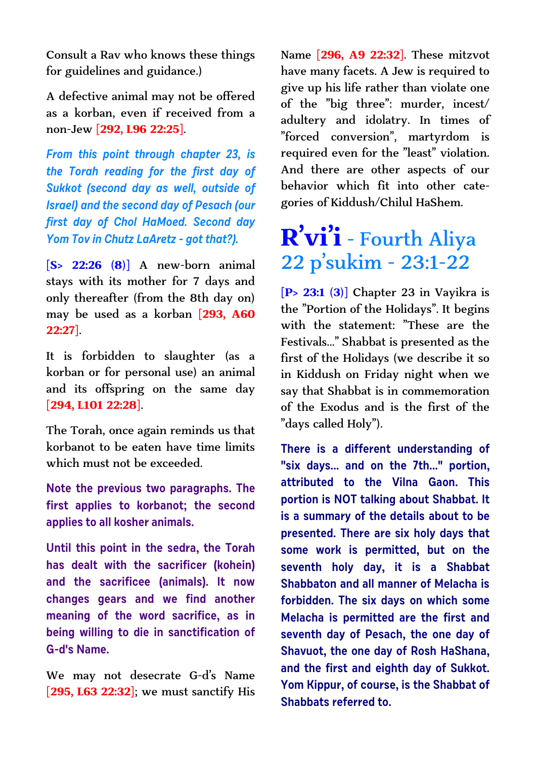Consult a Rav who knows these things for guidelines and guidance.)

A defective animal may not be offered as a korban, even if received from a non-Jew [292, L96 22:25].

*From this point through chapter 23, is the Torah reading for the first day of Sukkot (second day as well, outside of Israel) and the second day of Pesach (our first day of Chol HaMoed. Second day Yom Tov in Chutz LaAretz - got that?).*

[S> 22:26 (8)] A new-born animal stays with its mother for 7 days and only thereafter (from the 8th day on) may be used as a korban [293, A60 22:27].

It is forbidden to slaughter (as a korban or for personal use) an animal and its offspring on the same day [294, L101 22:28].

The Torah, once again reminds us that korbanot to be eaten have time limits which must not be exceeded.

**Note the previous two paragraphs. The first applies to korbanot; the second applies to all kosher animals.**

**Until this point in the sedra, the Torah has dealt with the sacrificer (kohein) and the sacrificee (animals). It now changes gears and we find another meaning of the word sacrifice, as in being willing to die in sanctification of G-d's Name.**

We may not desecrate G-d's Name [295, L63 22:32]; we must sanctify His Name [296, A9 22:32]. These mitzvot have many facets. A Jew is required to give up his life rather than violate one of the "big three": murder, incest/adultery and idolatry. In times of "forced conversion", martyrdom is required even for the "least" violation. And there are other aspects of our behavior which fit into other categories of Kiddush/Chilul HaShem.

# R'vi'i - Fourth Aliya 22 p'sukim - 23:1-22

[P> 23:1 (3)] Chapter 23 in Vayikra is the "Portion of the Holidays". It begins with the statement: "These are the Festivals..." Shabbat is presented as the first of the Holidays (we describe it so in Kiddush on Friday night when we say that Shabbat is in commemoration of the Exodus and is the first of the "days called Holy").

**There is a different understanding of "six days... and on the 7th..." portion, attributed to the Vilna Gaon. This portion is NOT talking about Shabbat. It is a summary of the details about to be presented. There are six holy days that some work is permitted, but on the seventh holy day, it is a Shabbat Shabbaton and all manner of Melacha is forbidden. The six days on which some Melacha is permitted are the first and seventh day of Pesach, the one day of Shavuot, the one day of Rosh HaShana, and the first and eighth day of Sukkot. Yom Kippur, of course, is the Shabbat of Shabbats referred to.**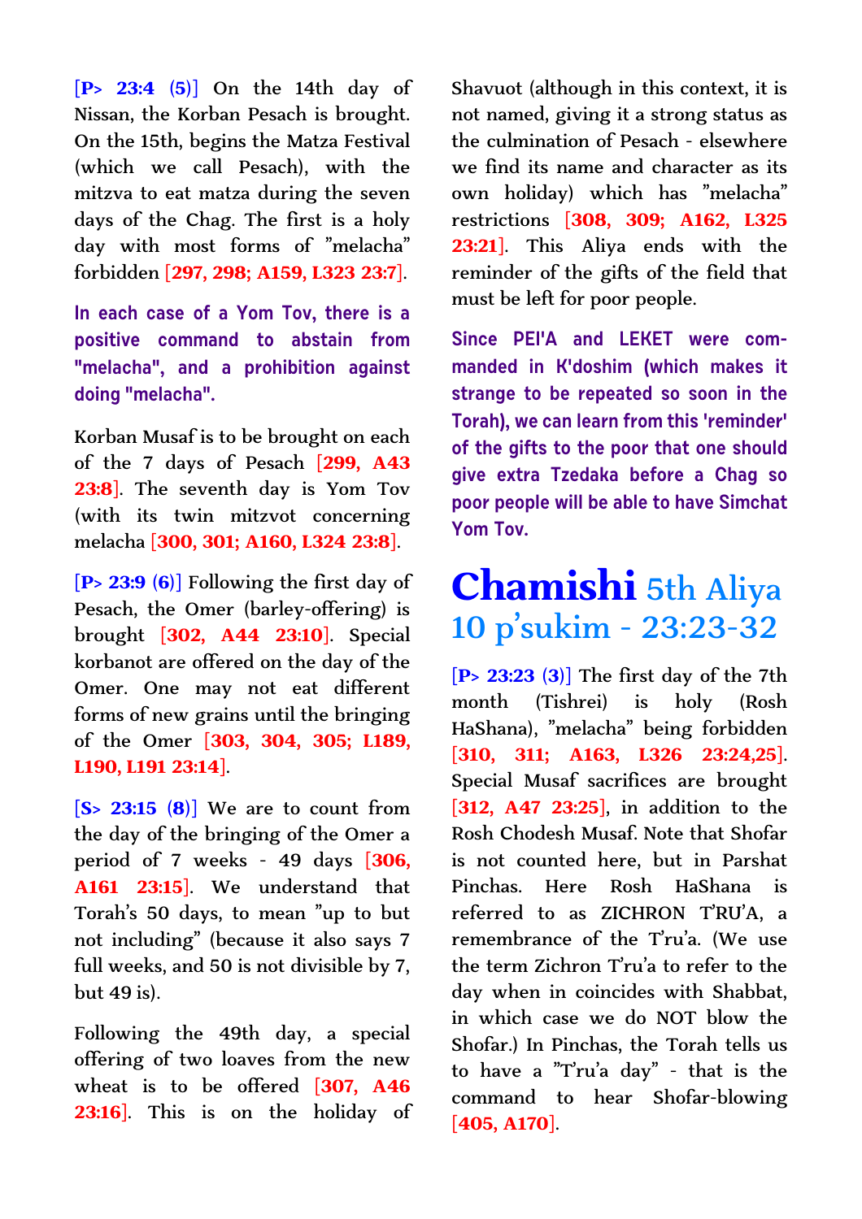[P> 23:4 (5)] On the 14th day of Nissan, the Korban Pesach is brought. On the 15th, begins the Matza Festival (which we call Pesach), with the mitzva to eat matza during the seven days of the Chag. The first is a holy day with most forms of "melacha" forbidden [297, 298; A159, L323 23:7].

**In each case of a Yom Tov, there is a positive command to abstain from "melacha", and a prohibition against doing "melacha".**

Korban Musaf is to be brought on each of the 7 days of Pesach [299, A43 23:8]. The seventh day is Yom Tov (with its twin mitzvot concerning melacha [300, 301; A160, L324 23:8].

[P> 23:9 (6)] Following the first day of Pesach, the Omer (barley-offering) is brought [302, A44 23:10]. Special korbanot are offered on the day of the Omer. One may not eat different forms of new grains until the bringing of the Omer [303, 304, 305; L189, L190, L191 23:14].

[S> 23:15 (8)] We are to count from the day of the bringing of the Omer a period of 7 weeks - 49 days [306, A161 23:15]. We understand that Torah's 50 days, to mean "up to but not including" (because it also says 7 full weeks, and 50 is not divisible by 7, but 49 is).

Following the 49th day, a special offering of two loaves from the new wheat is to be offered [307, A46 23:16]. This is on the holiday of Shavuot (although in this context, it is not named, giving it a strong status as the culmination of Pesach - elsewhere we find its name and character as its own holiday) which has "melacha" restrictions [308, 309; A162, L325 23:21]. This Aliya ends with the reminder of the gifts of the field that must be left for poor people.

**Since PEI'A and LEKET were commanded in K'doshim (which makes it strange to be repeated so soon in the Torah), we can learn from this 'reminder' of the gifts to the poor that one should give extra Tzedaka before a Chag so poor people will be able to have Simchat Yom Tov.**

# Chamishi 5th Aliya 10 p'sukim - 23:23-32

[P> 23:23 (3)] The first day of the 7th month (Tishrei) is holy (Rosh HaShana), "melacha" being forbidden [310, 311; A163, L326 23:24,25]. Special Musaf sacrifices are brought [312, A47 23:25], in addition to the Rosh Chodesh Musaf. Note that Shofar is not counted here, but in Parshat Pinchas. Here Rosh HaShana is referred to as ZICHRON T'RU'A, a remembrance of the T'ru'a. (We use the term Zichron T'ru'a to refer to the day when in coincides with Shabbat, in which case we do NOT blow the Shofar.) In Pinchas, the Torah tells us to have a "T'ru'a day" - that is the command to hear Shofar-blowing [405, A170].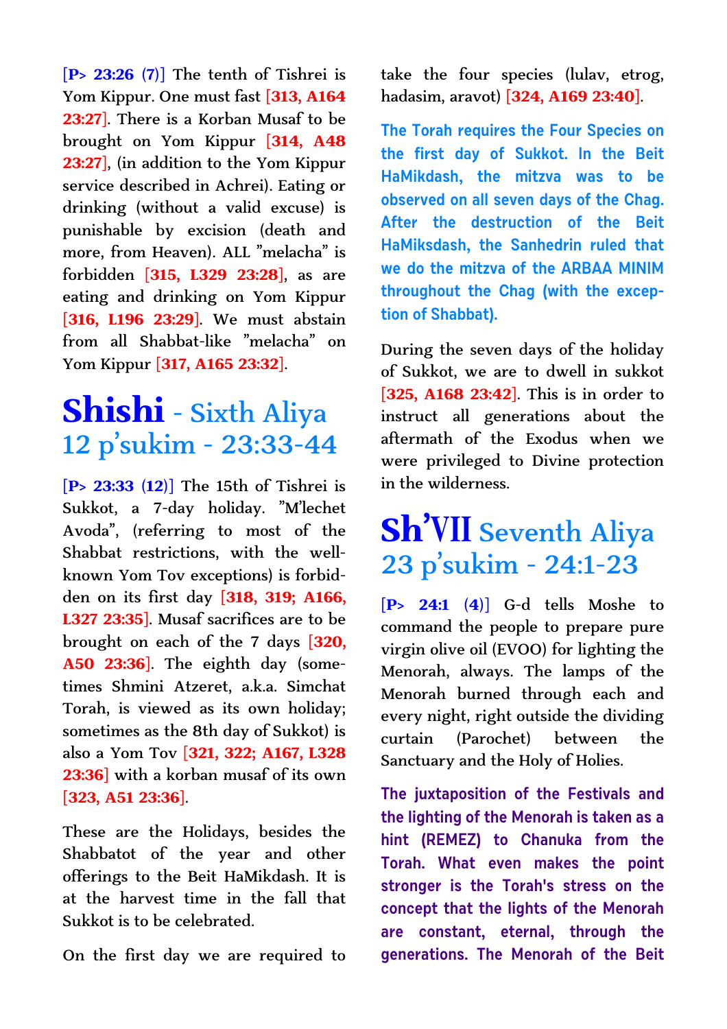**[P> 23:26 (7)]** The tenth of Tishrei is Yom Kippur. One must fast **[313, A164 23:27]**. There is a Korban Musaf to be brought on Yom Kippur **[314, A48 23:27]**, (in addition to the Yom Kippur service described in Achrei). Eating or drinking (without a valid excuse) is punishable by excision (death and more, from Heaven). ALL "melacha" is forbidden **[315, L329 23:28]**, as are eating and drinking on Yom Kippur **[316, L196 23:29]**. We must abstain from all Shabbat-like "melacha" on Yom Kippur **[317, A165 23:32]**.

# Shishi - Sixth Aliya
## 12 p'sukim - 23:33-44

**[P> 23:33 (12)]** The 15th of Tishrei is Sukkot, a 7-day holiday. "M'lechet Avoda", (referring to most of the Shabbat restrictions, with the well-known Yom Tov exceptions) is forbidden on its first day **[318, 319; A166, L327 23:35]**. Musaf sacrifices are to be brought on each of the 7 days **[320, A50 23:36]**. The eighth day (sometimes Shmini Atzeret, a.k.a. Simchat Torah, is viewed as its own holiday; sometimes as the 8th day of Sukkot) is also a Yom Tov **[321, 322; A167, L328 23:36]** with a korban musaf of its own **[323, A51 23:36]**.

These are the Holidays, besides the Shabbatot of the year and other offerings to the Beit HaMikdash. It is at the harvest time in the fall that Sukkot is to be celebrated.

On the first day we are required to take the four species (lulav, etrog, hadasim, aravot) **[324, A169 23:40]**.

**The Torah requires the Four Species on the first day of Sukkot. In the Beit HaMikdash, the mitzva was to be observed on all seven days of the Chag. After the destruction of the Beit HaMiksdash, the Sanhedrin ruled that we do the mitzva of the ARBAA MINIM throughout the Chag (with the exception of Shabbat).**

During the seven days of the holiday of Sukkot, we are to dwell in sukkot **[325, A168 23:42]**. This is in order to instruct all generations about the aftermath of the Exodus when we were privileged to Divine protection in the wilderness.

# Sh'VII Seventh Aliya
## 23 p'sukim - 24:1-23

**[P> 24:1 (4)]** G-d tells Moshe to command the people to prepare pure virgin olive oil (EVOO) for lighting the Menorah, always. The lamps of the Menorah burned through each and every night, right outside the dividing curtain (Parochet) between the Sanctuary and the Holy of Holies.

**The juxtaposition of the Festivals and the lighting of the Menorah is taken as a hint (REMEZ) to Chanuka from the Torah. What even makes the point stronger is the Torah's stress on the concept that the lights of the Menorah are constant, eternal, through the generations. The Menorah of the Beit**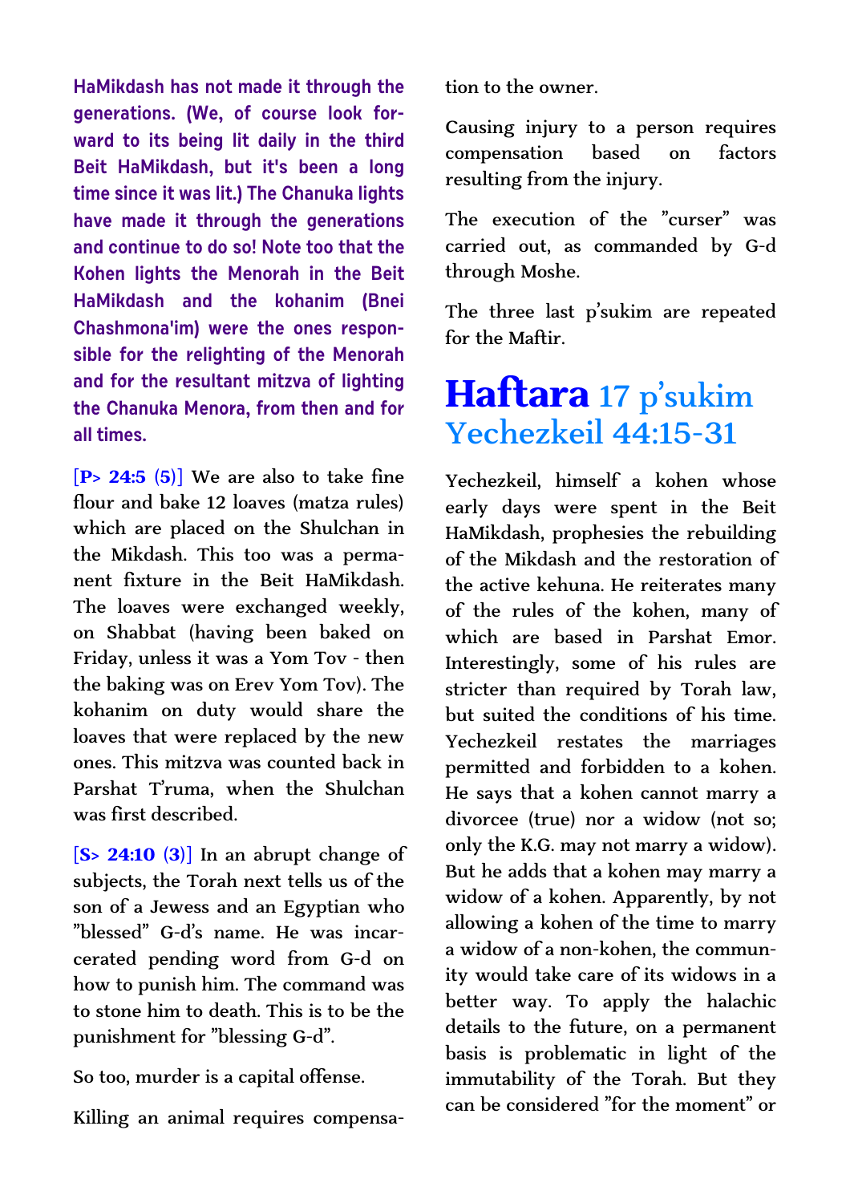**HaMikdash has not made it through the generations. (We, of course look forward to its being lit daily in the third Beit HaMikdash, but it's been a long time since it was lit.) The Chanuka lights have made it through the generations and continue to do so! Note too that the Kohen lights the Menorah in the Beit HaMikdash and the kohanim (Bnei Chashmona'im) were the ones responsible for the relighting of the Menorah and for the resultant mitzva of lighting the Chanuka Menora, from then and for all times.**

[**P> 24:5** (**5**)] We are also to take fine flour and bake 12 loaves (matza rules) which are placed on the Shulchan in the Mikdash. This too was a permanent fixture in the Beit HaMikdash. The loaves were exchanged weekly, on Shabbat (having been baked on Friday, unless it was a Yom Tov - then the baking was on Erev Yom Tov). The kohanim on duty would share the loaves that were replaced by the new ones. This mitzva was counted back in Parshat T'ruma, when the Shulchan was first described.

[**S> 24:10** (**3**)] In an abrupt change of subjects, the Torah next tells us of the son of a Jewess and an Egyptian who "blessed" G-d's name. He was incarcerated pending word from G-d on how to punish him. The command was to stone him to death. This is to be the punishment for "blessing G-d".

So too, murder is a capital offense.

Killing an animal requires compensation to the owner.

Causing injury to a person requires compensation based on factors resulting from the injury.

The execution of the "curser" was carried out, as commanded by G-d through Moshe.

The three last p'sukim are repeated for the Maftir.

# Haftara 17 p'sukim Yechezkeil 44:15-31

Yechezkeil, himself a kohen whose early days were spent in the Beit HaMikdash, prophesies the rebuilding of the Mikdash and the restoration of the active kehuna. He reiterates many of the rules of the kohen, many of which are based in Parshat Emor. Interestingly, some of his rules are stricter than required by Torah law, but suited the conditions of his time. Yechezkeil restates the marriages permitted and forbidden to a kohen. He says that a kohen cannot marry a divorcee (true) nor a widow (not so; only the K.G. may not marry a widow). But he adds that a kohen may marry a widow of a kohen. Apparently, by not allowing a kohen of the time to marry a widow of a non-kohen, the community would take care of its widows in a better way. To apply the halachic details to the future, on a permanent basis is problematic in light of the immutability of the Torah. But they can be considered "for the moment" or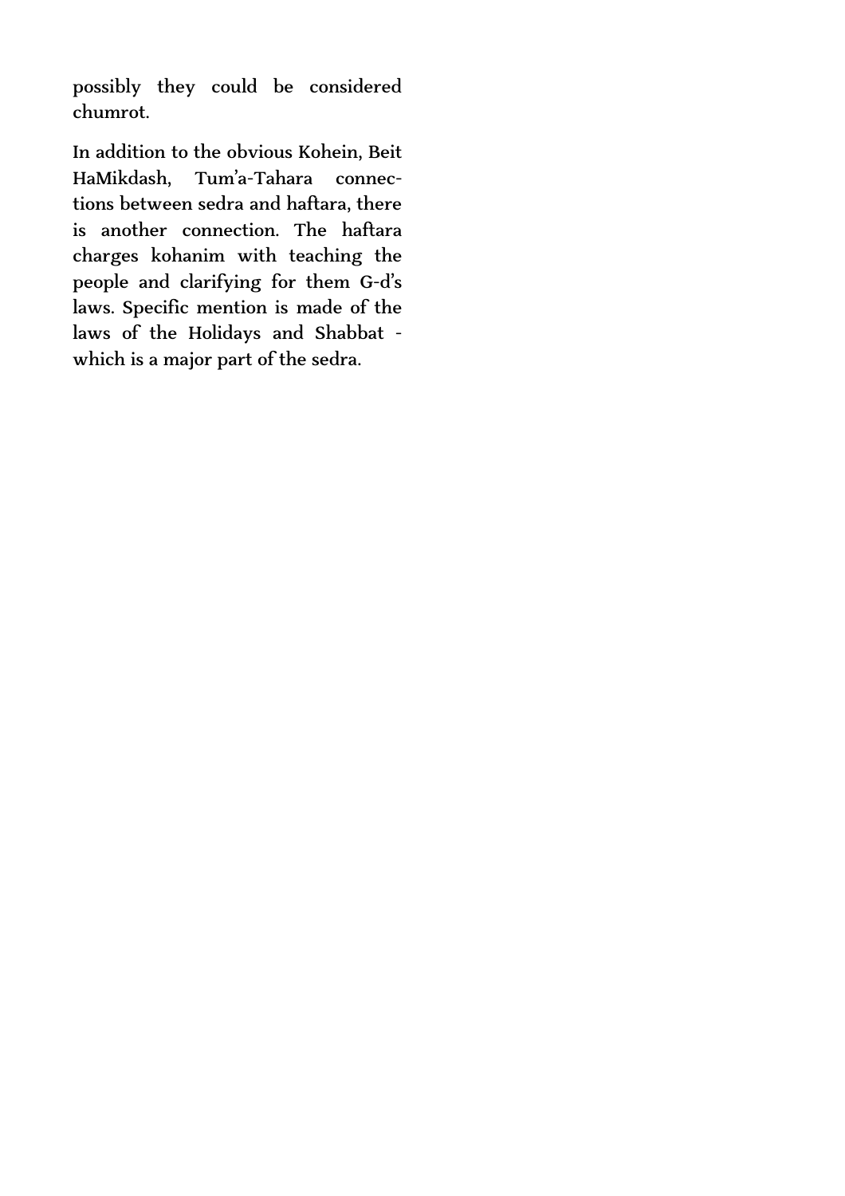possibly they could be considered chumrot.

In addition to the obvious Kohein, Beit HaMikdash, Tum'a-Tahara connections between sedra and haftara, there is another connection. The haftara charges kohanim with teaching the people and clarifying for them G-d's laws. Specific mention is made of the laws of the Holidays and Shabbat - which is a major part of the sedra.